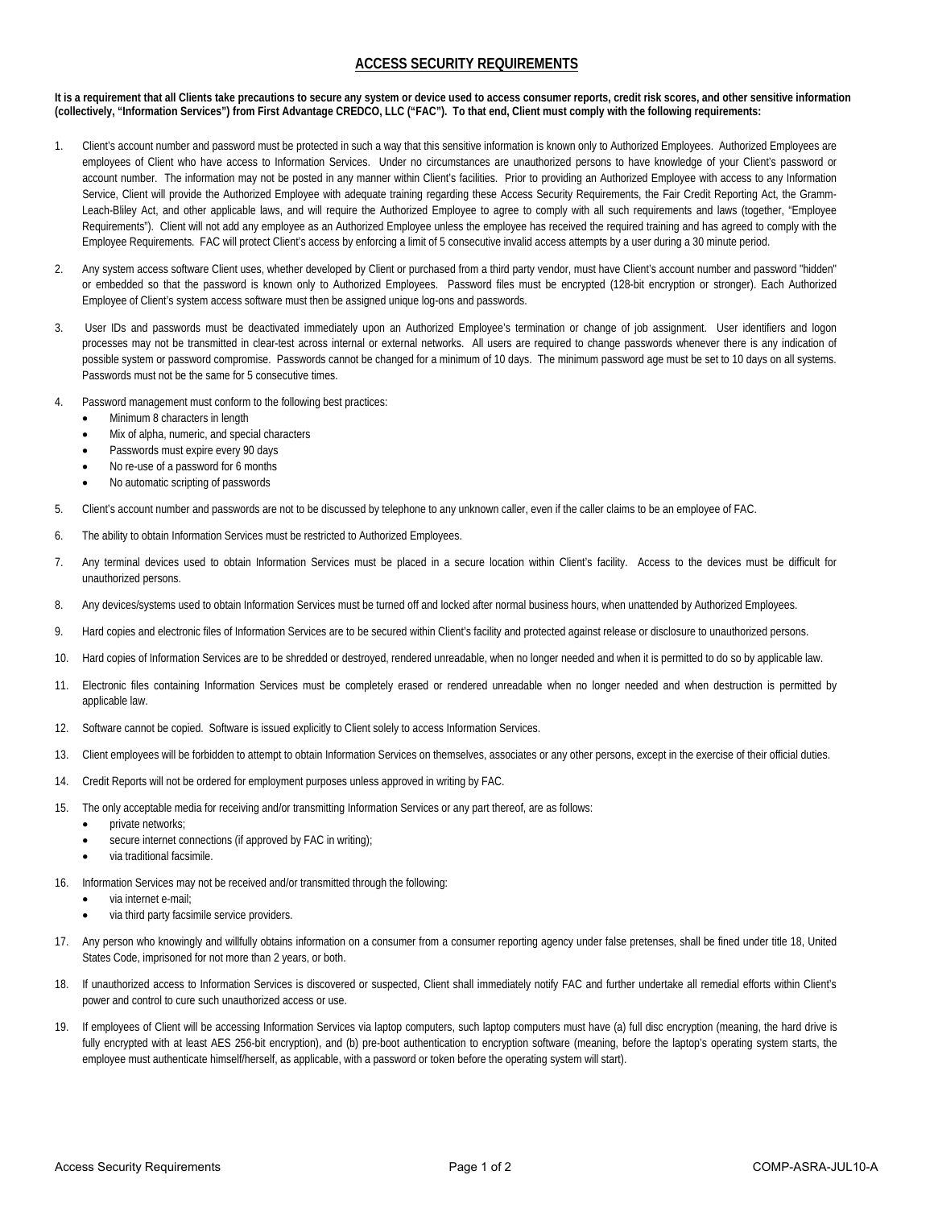# ACCESS SECURITY REQUIREMENTS

**It is a requirement that all Clients take precautions to secure any system or device used to access consumer reports, credit risk scores, and other sensitive information (collectively, "Information Services") from First Advantage CREDCO, LLC ("FAC"). To that end, Client must comply with the following requirements:**

1. Client's account number and password must be protected in such a way that this sensitive information is known only to Authorized Employees. Authorized Employees are employees of Client who have access to Information Services. Under no circumstances are unauthorized persons to have knowledge of your Client's password or account number. The information may not be posted in any manner within Client's facilities. Prior to providing an Authorized Employee with access to any Information Service, Client will provide the Authorized Employee with adequate training regarding these Access Security Requirements, the Fair Credit Reporting Act, the Gramm-Leach-Bliley Act, and other applicable laws, and will require the Authorized Employee to agree to comply with all such requirements and laws (together, "Employee Requirements"). Client will not add any employee as an Authorized Employee unless the employee has received the required training and has agreed to comply with the Employee Requirements. FAC will protect Client's access by enforcing a limit of 5 consecutive invalid access attempts by a user during a 30 minute period.

2. Any system access software Client uses, whether developed by Client or purchased from a third party vendor, must have Client's account number and password "hidden" or embedded so that the password is known only to Authorized Employees. Password files must be encrypted (128-bit encryption or stronger). Each Authorized Employee of Client's system access software must then be assigned unique log-ons and passwords.

3. User IDs and passwords must be deactivated immediately upon an Authorized Employee's termination or change of job assignment. User identifiers and logon processes may not be transmitted in clear-test across internal or external networks. All users are required to change passwords whenever there is any indication of possible system or password compromise. Passwords cannot be changed for a minimum of 10 days. The minimum password age must be set to 10 days on all systems. Passwords must not be the same for 5 consecutive times.

4. Password management must conform to the following best practices:
   - Minimum 8 characters in length
   - Mix of alpha, numeric, and special characters
   - Passwords must expire every 90 days
   - No re-use of a password for 6 months
   - No automatic scripting of passwords

5. Client's account number and passwords are not to be discussed by telephone to any unknown caller, even if the caller claims to be an employee of FAC.

6. The ability to obtain Information Services must be restricted to Authorized Employees.

7. Any terminal devices used to obtain Information Services must be placed in a secure location within Client's facility. Access to the devices must be difficult for unauthorized persons.

8. Any devices/systems used to obtain Information Services must be turned off and locked after normal business hours, when unattended by Authorized Employees.

9. Hard copies and electronic files of Information Services are to be secured within Client's facility and protected against release or disclosure to unauthorized persons.

10. Hard copies of Information Services are to be shredded or destroyed, rendered unreadable, when no longer needed and when it is permitted to do so by applicable law.

11. Electronic files containing Information Services must be completely erased or rendered unreadable when no longer needed and when destruction is permitted by applicable law.

12. Software cannot be copied. Software is issued explicitly to Client solely to access Information Services.

13. Client employees will be forbidden to attempt to obtain Information Services on themselves, associates or any other persons, except in the exercise of their official duties.

14. Credit Reports will not be ordered for employment purposes unless approved in writing by FAC.

15. The only acceptable media for receiving and/or transmitting Information Services or any part thereof, are as follows:
   - private networks;
   - secure internet connections (if approved by FAC in writing);
   - via traditional facsimile.

16. Information Services may not be received and/or transmitted through the following:
   - via internet e-mail;
   - via third party facsimile service providers.

17. Any person who knowingly and willfully obtains information on a consumer from a consumer reporting agency under false pretenses, shall be fined under title 18, United States Code, imprisoned for not more than 2 years, or both.

18. If unauthorized access to Information Services is discovered or suspected, Client shall immediately notify FAC and further undertake all remedial efforts within Client's power and control to cure such unauthorized access or use.

19. If employees of Client will be accessing Information Services via laptop computers, such laptop computers must have (a) full disc encryption (meaning, the hard drive is fully encrypted with at least AES 256-bit encryption), and (b) pre-boot authentication to encryption software (meaning, before the laptop's operating system starts, the employee must authenticate himself/herself, as applicable, with a password or token before the operating system will start).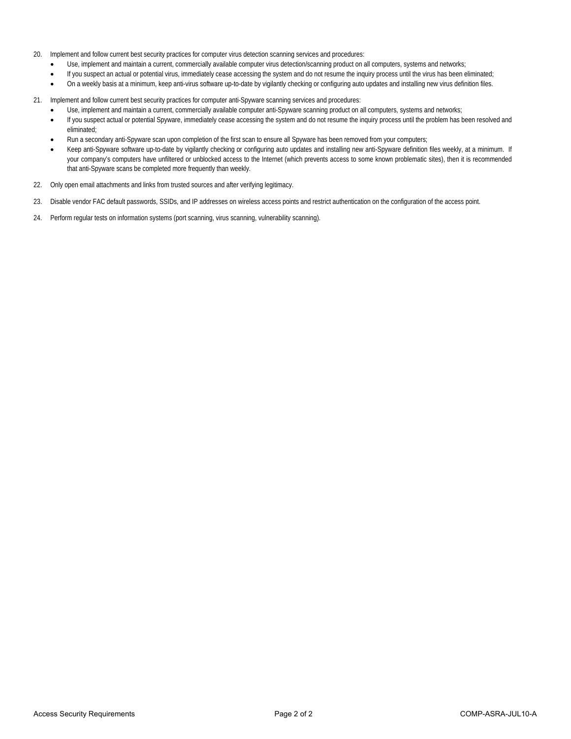20. Implement and follow current best security practices for computer virus detection scanning services and procedures:
    - Use, implement and maintain a current, commercially available computer virus detection/scanning product on all computers, systems and networks;
    - If you suspect an actual or potential virus, immediately cease accessing the system and do not resume the inquiry process until the virus has been eliminated;
    - On a weekly basis at a minimum, keep anti-virus software up-to-date by vigilantly checking or configuring auto updates and installing new virus definition files.

21. Implement and follow current best security practices for computer anti-Spyware scanning services and procedures:
    - Use, implement and maintain a current, commercially available computer anti-Spyware scanning product on all computers, systems and networks;
    - If you suspect actual or potential Spyware, immediately cease accessing the system and do not resume the inquiry process until the problem has been resolved and eliminated;
    - Run a secondary anti-Spyware scan upon completion of the first scan to ensure all Spyware has been removed from your computers;
    - Keep anti-Spyware software up-to-date by vigilantly checking or configuring auto updates and installing new anti-Spyware definition files weekly, at a minimum. If your company's computers have unfiltered or unblocked access to the Internet (which prevents access to some known problematic sites), then it is recommended that anti-Spyware scans be completed more frequently than weekly.

22. Only open email attachments and links from trusted sources and after verifying legitimacy.

23. Disable vendor FAC default passwords, SSIDs, and IP addresses on wireless access points and restrict authentication on the configuration of the access point.

24. Perform regular tests on information systems (port scanning, virus scanning, vulnerability scanning).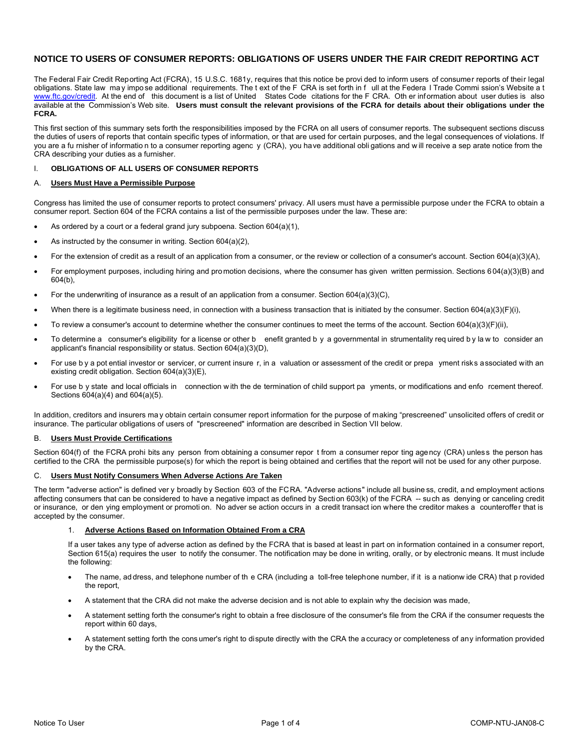# NOTICE TO USERS OF CONSUMER REPORTS: OBLIGATIONS OF USERS UNDER THE FAIR CREDIT REPORTING ACT

The Federal Fair Credit Reporting Act (FCRA), 15 U.S.C. 1681y, requires that this notice be provided to inform users of consumer reports of their legal obligations. State law may impose additional requirements. The text of the FCRA is set forth in full at the Federal Trade Commission's Website at www.ftc.gov/credit. At the end of this document is a list of United States Code citations for the FCRA. Other information about user duties is also available at the Commission's Web site. **Users must consult the relevant provisions of the FCRA for details about their obligations under the FCRA.**

This first section of this summary sets forth the responsibilities imposed by the FCRA on all users of consumer reports. The subsequent sections discuss the duties of users of reports that contain specific types of information, or that are used for certain purposes, and the legal consequences of violations. If you are a furnisher of information to a consumer reporting agency (CRA), you have additional obligations and will receive a separate notice from the CRA describing your duties as a furnisher.

## I. OBLIGATIONS OF ALL USERS OF CONSUMER REPORTS

### A. Users Must Have a Permissible Purpose

Congress has limited the use of consumer reports to protect consumers' privacy. All users must have a permissible purpose under the FCRA to obtain a consumer report. Section 604 of the FCRA contains a list of the permissible purposes under the law. These are:

- As ordered by a court or a federal grand jury subpoena. Section 604(a)(1),
- As instructed by the consumer in writing. Section 604(a)(2),
- For the extension of credit as a result of an application from a consumer, or the review or collection of a consumer's account. Section 604(a)(3)(A),
- For employment purposes, including hiring and promotion decisions, where the consumer has given written permission. Sections 604(a)(3)(B) and 604(b),
- For the underwriting of insurance as a result of an application from a consumer. Section 604(a)(3)(C),
- When there is a legitimate business need, in connection with a business transaction that is initiated by the consumer. Section 604(a)(3)(F)(i),
- To review a consumer's account to determine whether the consumer continues to meet the terms of the account. Section 604(a)(3)(F)(ii),
- To determine a consumer's eligibility for a license or other benefit granted by a governmental instrumentality required by law to consider an applicant's financial responsibility or status. Section 604(a)(3)(D),
- For use by a potential investor or servicer, or current insurer, in a valuation or assessment of the credit or prepayment risks associated with an existing credit obligation. Section 604(a)(3)(E),
- For use by state and local officials in connection with the determination of child support payments, or modifications and enforcement thereof. Sections 604(a)(4) and 604(a)(5).

In addition, creditors and insurers may obtain certain consumer report information for the purpose of making "prescreened" unsolicited offers of credit or insurance. The particular obligations of users of "prescreened" information are described in Section VII below.

### B. Users Must Provide Certifications

Section 604(f) of the FCRA prohibits any person from obtaining a consumer report from a consumer reporting agency (CRA) unless the person has certified to the CRA the permissible purpose(s) for which the report is being obtained and certifies that the report will not be used for any other purpose.

### C. Users Must Notify Consumers When Adverse Actions Are Taken

The term "adverse action" is defined very broadly by Section 603 of the FCRA. "Adverse actions" include all business, credit, and employment actions affecting consumers that can be considered to have a negative impact as defined by Section 603(k) of the FCRA -- such as denying or canceling credit or insurance, or denying employment or promotion. No adverse action occurs in a credit transaction where the creditor makes a counteroffer that is accepted by the consumer.

#### 1. Adverse Actions Based on Information Obtained From a CRA

If a user takes any type of adverse action as defined by the FCRA that is based at least in part on information contained in a consumer report, Section 615(a) requires the user to notify the consumer. The notification may be done in writing, orally, or by electronic means. It must include the following:

- The name, address, and telephone number of the CRA (including a toll-free telephone number, if it is a nationwide CRA) that provided the report,
- A statement that the CRA did not make the adverse decision and is not able to explain why the decision was made,
- A statement setting forth the consumer's right to obtain a free disclosure of the consumer's file from the CRA if the consumer requests the report within 60 days,
- A statement setting forth the consumer's right to dispute directly with the CRA the accuracy or completeness of any information provided by the CRA.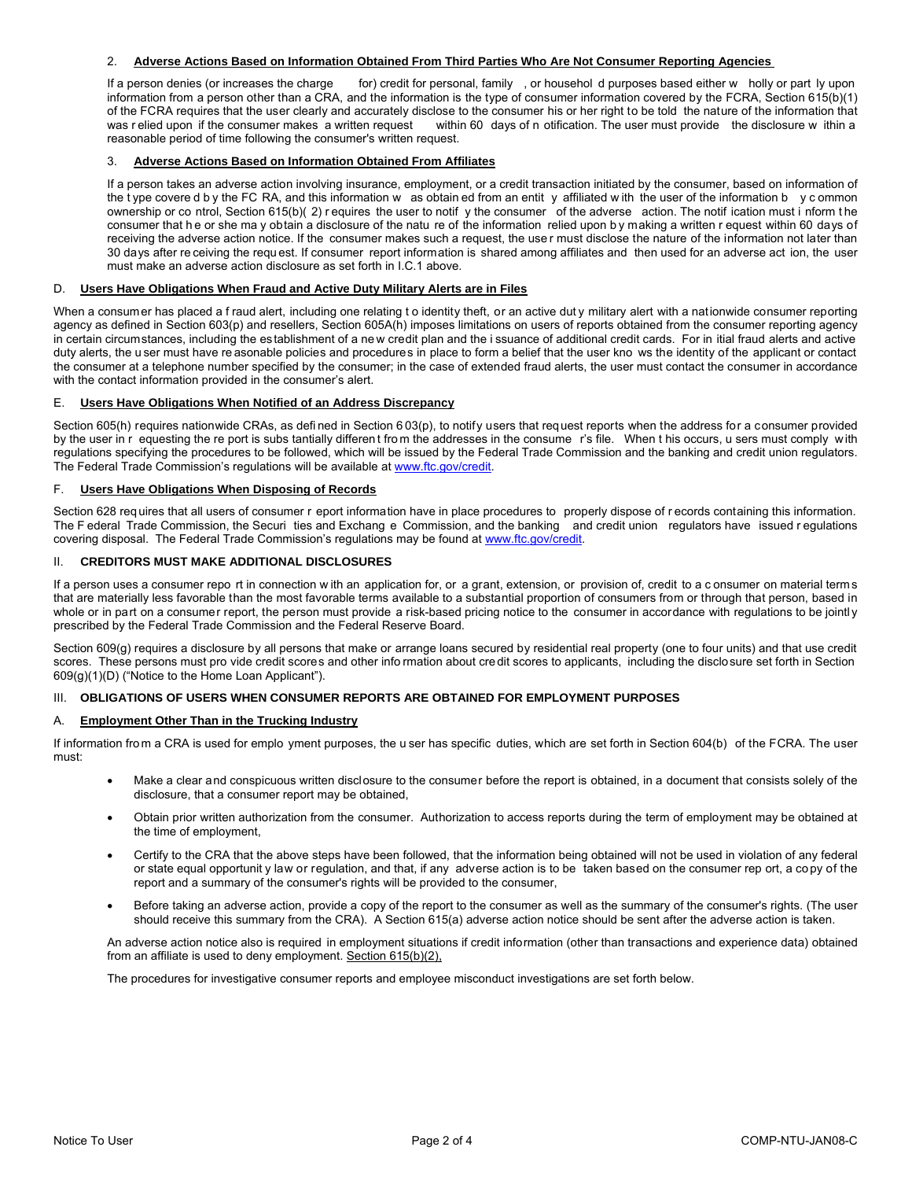### 2. Adverse Actions Based on Information Obtained From Third Parties Who Are Not Consumer Reporting Agencies

If a person denies (or increases the charge for) credit for personal, family, or household purposes based either wholly or partly upon information from a person other than a CRA, and the information is the type of consumer information covered by the FCRA, Section 615(b)(1) of the FCRA requires that the user clearly and accurately disclose to the consumer his or her right to be told the nature of the information that was relied upon if the consumer makes a written request within 60 days of notification. The user must provide the disclosure within a reasonable period of time following the consumer's written request.

### 3. Adverse Actions Based on Information Obtained From Affiliates

If a person takes an adverse action involving insurance, employment, or a credit transaction initiated by the consumer, based on information of the type covered by the FCRA, and this information was obtained from an entity affiliated with the user of the information by common ownership or control, Section 615(b)(2) requires the user to notify the consumer of the adverse action. The notification must inform the consumer that he or she may obtain a disclosure of the nature of the information relied upon by making a written request within 60 days of receiving the adverse action notice. If the consumer makes such a request, the user must disclose the nature of the information not later than 30 days after receiving the request. If consumer report information is shared among affiliates and then used for an adverse action, the user must make an adverse action disclosure as set forth in I.C.1 above.

## D. Users Have Obligations When Fraud and Active Duty Military Alerts are in Files

When a consumer has placed a fraud alert, including one relating to identity theft, or an active duty military alert with a nationwide consumer reporting agency as defined in Section 603(p) and resellers, Section 605A(h) imposes limitations on users of reports obtained from the consumer reporting agency in certain circumstances, including the establishment of a new credit plan and the issuance of additional credit cards. For initial fraud alerts and active duty alerts, the user must have reasonable policies and procedures in place to form a belief that the user knows the identity of the applicant or contact the consumer at a telephone number specified by the consumer; in the case of extended fraud alerts, the user must contact the consumer in accordance with the contact information provided in the consumer's alert.

## E. Users Have Obligations When Notified of an Address Discrepancy

Section 605(h) requires nationwide CRAs, as defined in Section 603(p), to notify users that request reports when the address for a consumer provided by the user in requesting the report is substantially different from the addresses in the consumer's file. When this occurs, users must comply with regulations specifying the procedures to be followed, which will be issued by the Federal Trade Commission and the banking and credit union regulators. The Federal Trade Commission's regulations will be available at www.ftc.gov/credit.

## F. Users Have Obligations When Disposing of Records

Section 628 requires that all users of consumer report information have in place procedures to properly dispose of records containing this information. The Federal Trade Commission, the Securities and Exchange Commission, and the banking and credit union regulators have issued regulations covering disposal. The Federal Trade Commission's regulations may be found at www.ftc.gov/credit.

# II. CREDITORS MUST MAKE ADDITIONAL DISCLOSURES

If a person uses a consumer report in connection with an application for, or a grant, extension, or provision of, credit to a consumer on material terms that are materially less favorable than the most favorable terms available to a substantial proportion of consumers from or through that person, based in whole or in part on a consumer report, the person must provide a risk-based pricing notice to the consumer in accordance with regulations to be jointly prescribed by the Federal Trade Commission and the Federal Reserve Board.

Section 609(g) requires a disclosure by all persons that make or arrange loans secured by residential real property (one to four units) and that use credit scores. These persons must provide credit scores and other information about credit scores to applicants, including the disclosure set forth in Section 609(g)(1)(D) ("Notice to the Home Loan Applicant").

# III. OBLIGATIONS OF USERS WHEN CONSUMER REPORTS ARE OBTAINED FOR EMPLOYMENT PURPOSES

## A. Employment Other Than in the Trucking Industry

If information from a CRA is used for employment purposes, the user has specific duties, which are set forth in Section 604(b) of the FCRA. The user must:

- Make a clear and conspicuous written disclosure to the consumer before the report is obtained, in a document that consists solely of the disclosure, that a consumer report may be obtained,
- Obtain prior written authorization from the consumer. Authorization to access reports during the term of employment may be obtained at the time of employment,
- Certify to the CRA that the above steps have been followed, that the information being obtained will not be used in violation of any federal or state equal opportunity law or regulation, and that, if any adverse action is to be taken based on the consumer report, a copy of the report and a summary of the consumer's rights will be provided to the consumer,
- Before taking an adverse action, provide a copy of the report to the consumer as well as the summary of the consumer's rights. (The user should receive this summary from the CRA). A Section 615(a) adverse action notice should be sent after the adverse action is taken.

An adverse action notice also is required in employment situations if credit information (other than transactions and experience data) obtained from an affiliate is used to deny employment. Section 615(b)(2),

The procedures for investigative consumer reports and employee misconduct investigations are set forth below.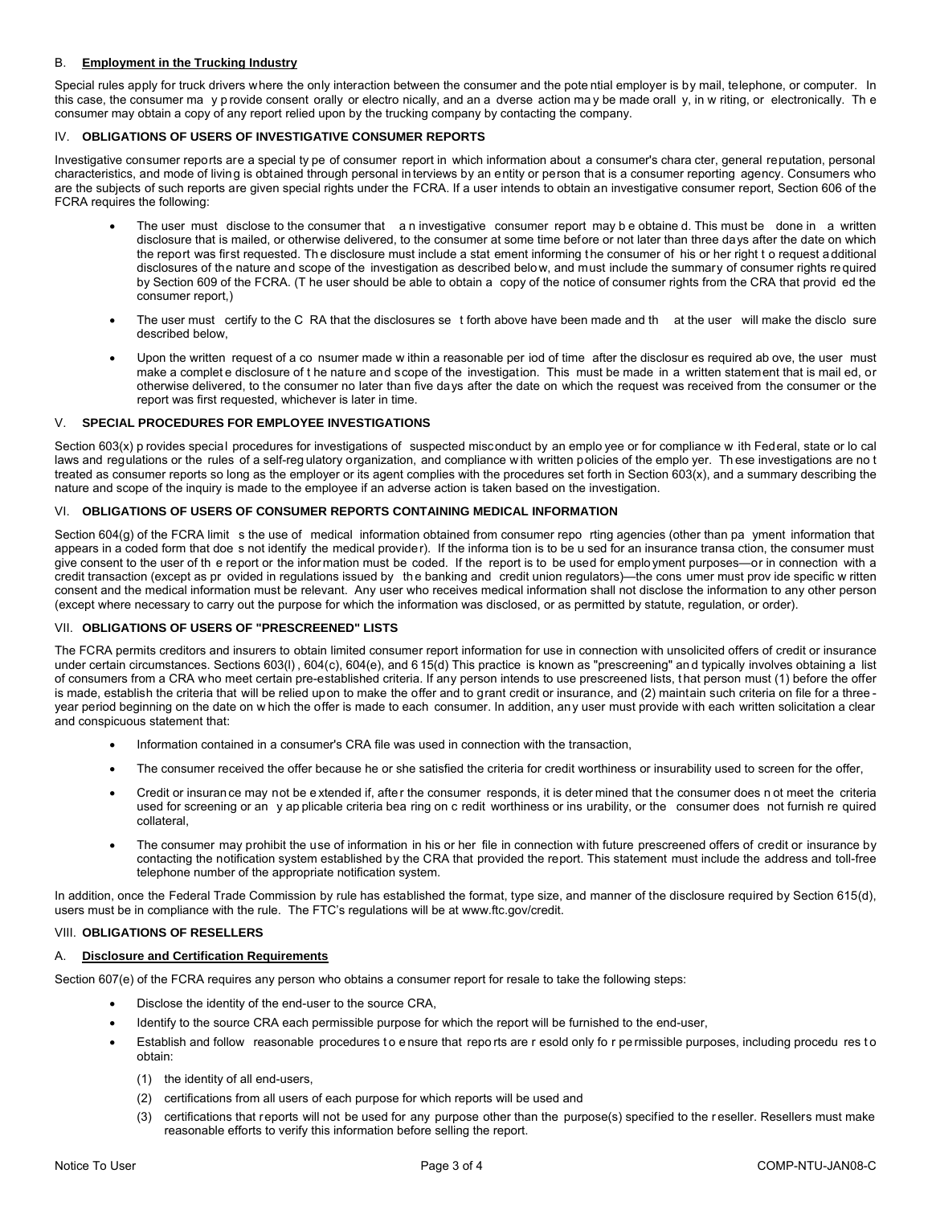### B. Employment in the Trucking Industry

Special rules apply for truck drivers where the only interaction between the consumer and the potential employer is by mail, telephone, or computer. In this case, the consumer may provide consent orally or electronically, and an adverse action may be made orally, in writing, or electronically. The consumer may obtain a copy of any report relied upon by the trucking company by contacting the company.

## IV. OBLIGATIONS OF USERS OF INVESTIGATIVE CONSUMER REPORTS

Investigative consumer reports are a special type of consumer report in which information about a consumer's character, general reputation, personal characteristics, and mode of living is obtained through personal interviews by an entity or person that is a consumer reporting agency. Consumers who are the subjects of such reports are given special rights under the FCRA. If a user intends to obtain an investigative consumer report, Section 606 of the FCRA requires the following:

- The user must disclose to the consumer that an investigative consumer report may be obtained. This must be done in a written disclosure that is mailed, or otherwise delivered, to the consumer at some time before or not later than three days after the date on which the report was first requested. The disclosure must include a statement informing the consumer of his or her right to request additional disclosures of the nature and scope of the investigation as described below, and must include the summary of consumer rights required by Section 609 of the FCRA. (The user should be able to obtain a copy of the notice of consumer rights from the CRA that provided the consumer report,)
- The user must certify to the CRA that the disclosures set forth above have been made and that the user will make the disclosure described below,
- Upon the written request of a consumer made within a reasonable period of time after the disclosures required above, the user must make a complete disclosure of the nature and scope of the investigation. This must be made in a written statement that is mailed, or otherwise delivered, to the consumer no later than five days after the date on which the request was received from the consumer or the report was first requested, whichever is later in time.

## V. SPECIAL PROCEDURES FOR EMPLOYEE INVESTIGATIONS

Section 603(x) provides special procedures for investigations of suspected misconduct by an employee or for compliance with Federal, state or local laws and regulations or the rules of a self-regulatory organization, and compliance with written policies of the employer. These investigations are not treated as consumer reports so long as the employer or its agent complies with the procedures set forth in Section 603(x), and a summary describing the nature and scope of the inquiry is made to the employee if an adverse action is taken based on the investigation.

## VI. OBLIGATIONS OF USERS OF CONSUMER REPORTS CONTAINING MEDICAL INFORMATION

Section 604(g) of the FCRA limits the use of medical information obtained from consumer reporting agencies (other than payment information that appears in a coded form that does not identify the medical provider). If the information is to be used for an insurance transaction, the consumer must give consent to the user of the report or the information must be coded. If the report is to be used for employment purposes—or in connection with a credit transaction (except as provided in regulations issued by the banking and credit union regulators)—the consumer must provide specific written consent and the medical information must be relevant. Any user who receives medical information shall not disclose the information to any other person (except where necessary to carry out the purpose for which the information was disclosed, or as permitted by statute, regulation, or order).

## VII. OBLIGATIONS OF USERS OF "PRESCREENED" LISTS

The FCRA permits creditors and insurers to obtain limited consumer report information for use in connection with unsolicited offers of credit or insurance under certain circumstances. Sections 603(l), 604(c), 604(e), and 615(d) This practice is known as "prescreening" and typically involves obtaining a list of consumers from a CRA who meet certain pre-established criteria. If any person intends to use prescreened lists, that person must (1) before the offer is made, establish the criteria that will be relied upon to make the offer and to grant credit or insurance, and (2) maintain such criteria on file for a three-year period beginning on the date on which the offer is made to each consumer. In addition, any user must provide with each written solicitation a clear and conspicuous statement that:

- Information contained in a consumer's CRA file was used in connection with the transaction,
- The consumer received the offer because he or she satisfied the criteria for credit worthiness or insurability used to screen for the offer,
- Credit or insurance may not be extended if, after the consumer responds, it is determined that the consumer does not meet the criteria used for screening or any applicable criteria bearing on credit worthiness or insurability, or the consumer does not furnish required collateral,
- The consumer may prohibit the use of information in his or her file in connection with future prescreened offers of credit or insurance by contacting the notification system established by the CRA that provided the report. This statement must include the address and toll-free telephone number of the appropriate notification system.

In addition, once the Federal Trade Commission by rule has established the format, type size, and manner of the disclosure required by Section 615(d), users must be in compliance with the rule. The FTC's regulations will be at www.ftc.gov/credit.

## VIII. OBLIGATIONS OF RESELLERS

### A. Disclosure and Certification Requirements

Section 607(e) of the FCRA requires any person who obtains a consumer report for resale to take the following steps:

- Disclose the identity of the end-user to the source CRA,
- Identify to the source CRA each permissible purpose for which the report will be furnished to the end-user,
- Establish and follow reasonable procedures to ensure that reports are resold only for permissible purposes, including procedures to obtain:
  (1) the identity of all end-users,
  (2) certifications from all users of each purpose for which reports will be used and
  (3) certifications that reports will not be used for any purpose other than the purpose(s) specified to the reseller. Resellers must make reasonable efforts to verify this information before selling the report.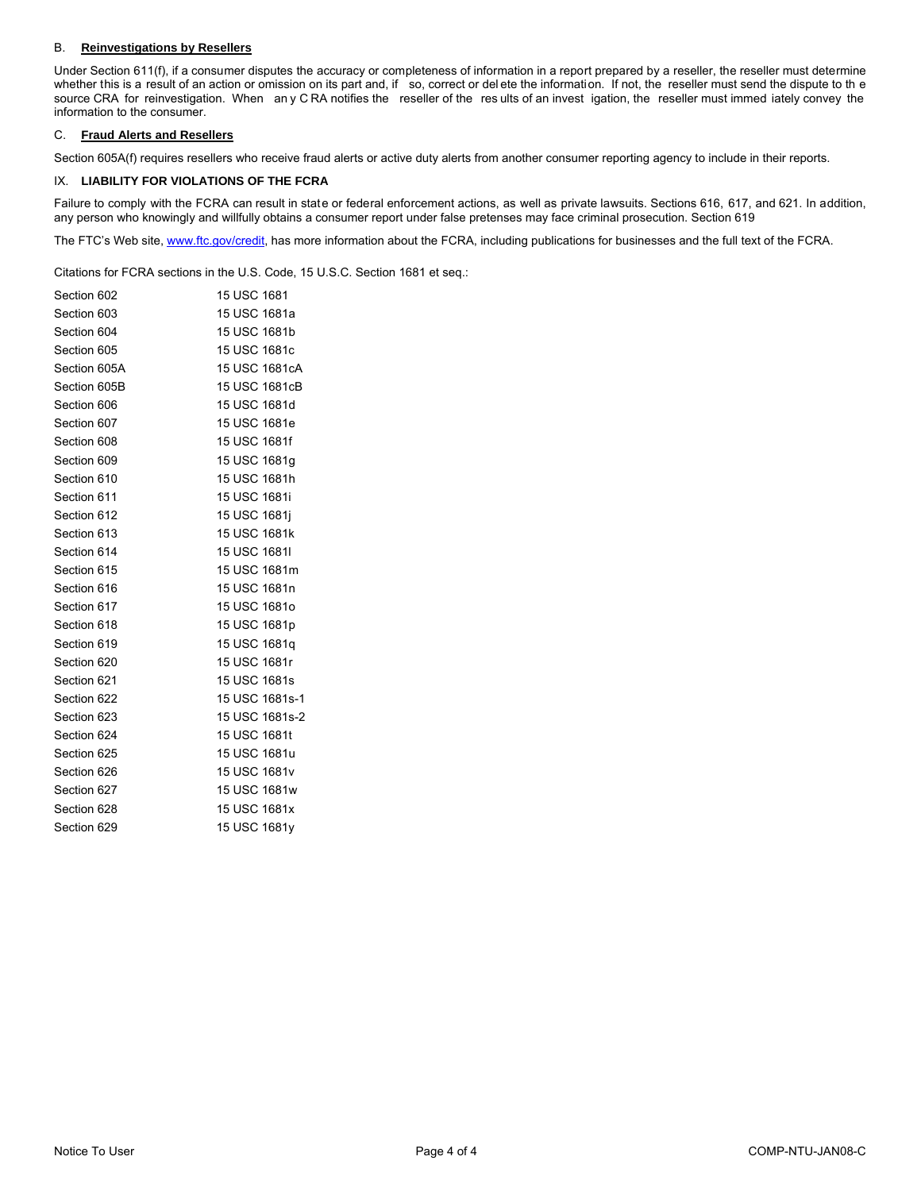### B. **Reinvestigations by Resellers**

Under Section 611(f), if a consumer disputes the accuracy or completeness of information in a report prepared by a reseller, the reseller must determine whether this is a result of an action or omission on its part and, if so, correct or delete the information. If not, the reseller must send the dispute to the source CRA for reinvestigation. When any CRA notifies the reseller of the results of an investigation, the reseller must immediately convey the information to the consumer.

### C. **Fraud Alerts and Resellers**

Section 605A(f) requires resellers who receive fraud alerts or active duty alerts from another consumer reporting agency to include in their reports.

## IX. LIABILITY FOR VIOLATIONS OF THE FCRA

Failure to comply with the FCRA can result in state or federal enforcement actions, as well as private lawsuits. Sections 616, 617, and 621. In addition, any person who knowingly and willfully obtains a consumer report under false pretenses may face criminal prosecution. Section 619

The FTC's Web site, www.ftc.gov/credit, has more information about the FCRA, including publications for businesses and the full text of the FCRA.

Citations for FCRA sections in the U.S. Code, 15 U.S.C. Section 1681 et seq.:

| | |
|---|---|
| Section 602 | 15 USC 1681 |
| Section 603 | 15 USC 1681a |
| Section 604 | 15 USC 1681b |
| Section 605 | 15 USC 1681c |
| Section 605A | 15 USC 1681cA |
| Section 605B | 15 USC 1681cB |
| Section 606 | 15 USC 1681d |
| Section 607 | 15 USC 1681e |
| Section 608 | 15 USC 1681f |
| Section 609 | 15 USC 1681g |
| Section 610 | 15 USC 1681h |
| Section 611 | 15 USC 1681i |
| Section 612 | 15 USC 1681j |
| Section 613 | 15 USC 1681k |
| Section 614 | 15 USC 1681l |
| Section 615 | 15 USC 1681m |
| Section 616 | 15 USC 1681n |
| Section 617 | 15 USC 1681o |
| Section 618 | 15 USC 1681p |
| Section 619 | 15 USC 1681q |
| Section 620 | 15 USC 1681r |
| Section 621 | 15 USC 1681s |
| Section 622 | 15 USC 1681s-1 |
| Section 623 | 15 USC 1681s-2 |
| Section 624 | 15 USC 1681t |
| Section 625 | 15 USC 1681u |
| Section 626 | 15 USC 1681v |
| Section 627 | 15 USC 1681w |
| Section 628 | 15 USC 1681x |
| Section 629 | 15 USC 1681y |